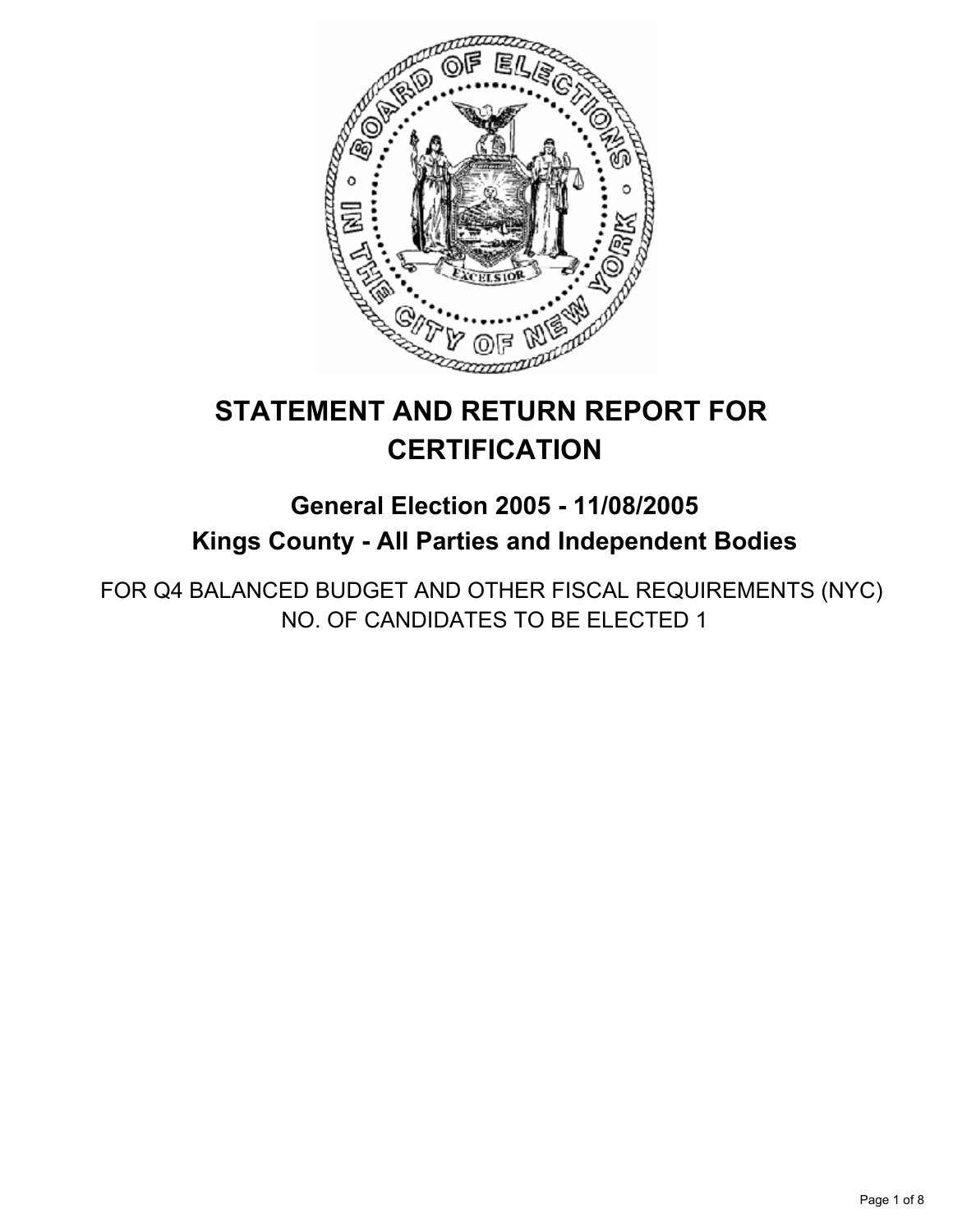# STATEMENT AND RETURN REPORT FOR CERTIFICATION

## General Election 2005 - 11/08/2005

## Kings County - All Parties and Independent Bodies

FOR Q4 BALANCED BUDGET AND OTHER FISCAL REQUIREMENTS (NYC)
NO. OF CANDIDATES TO BE ELECTED 1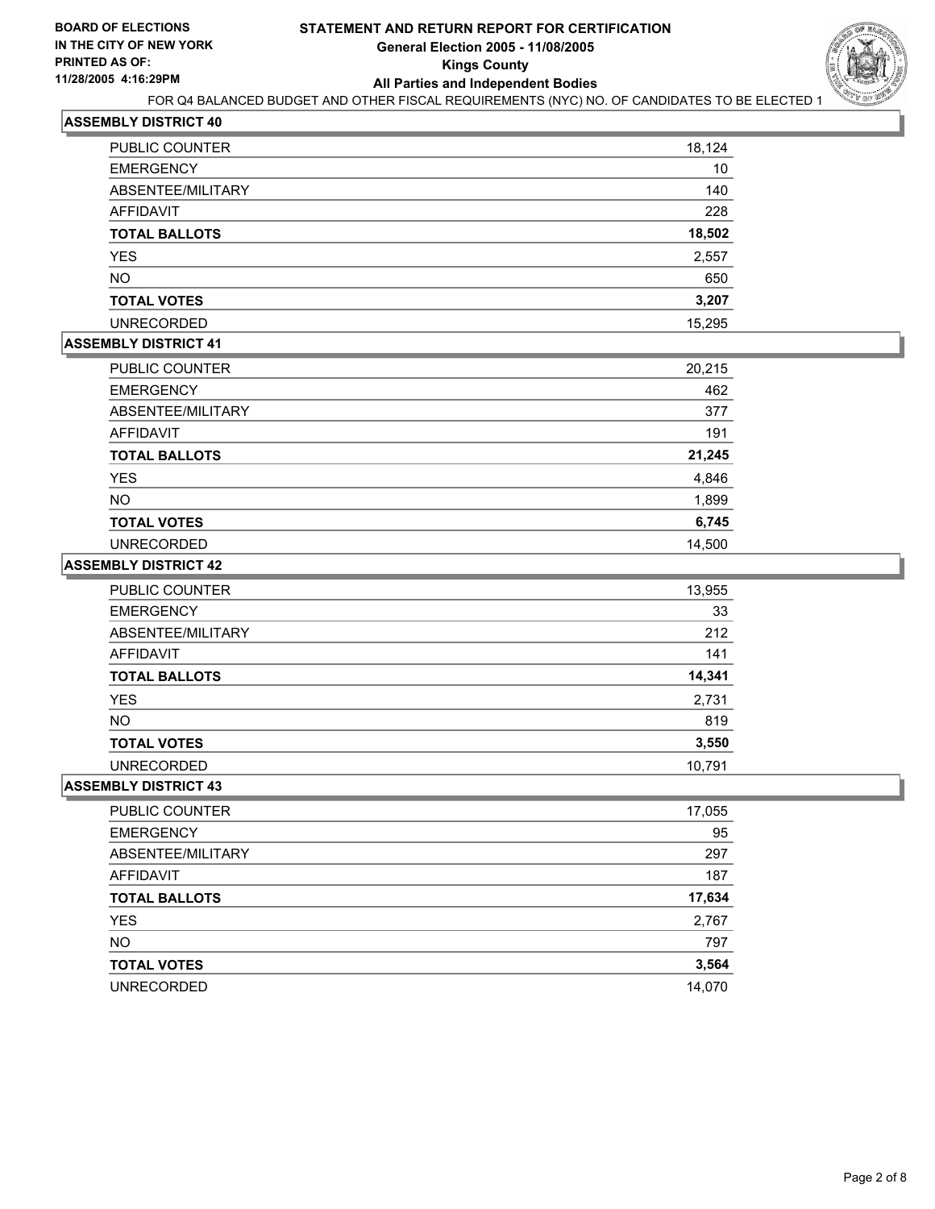**BOARD OF ELECTIONS IN THE CITY OF NEW YORK PRINTED AS OF: 11/28/2005 4:16:29PM**

# STATEMENT AND RETURN REPORT FOR CERTIFICATION
## General Election 2005 - 11/08/2005
## Kings County
## All Parties and Independent Bodies

FOR Q4 BALANCED BUDGET AND OTHER FISCAL REQUIREMENTS (NYC) NO. OF CANDIDATES TO BE ELECTED 1

### ASSEMBLY DISTRICT 40

| | |
|---|---|
| PUBLIC COUNTER | 18,124 |
| EMERGENCY | 10 |
| ABSENTEE/MILITARY | 140 |
| AFFIDAVIT | 228 |
| **TOTAL BALLOTS** | **18,502** |
| YES | 2,557 |
| NO | 650 |
| **TOTAL VOTES** | **3,207** |
| UNRECORDED | 15,295 |

### ASSEMBLY DISTRICT 41

| | |
|---|---|
| PUBLIC COUNTER | 20,215 |
| EMERGENCY | 462 |
| ABSENTEE/MILITARY | 377 |
| AFFIDAVIT | 191 |
| **TOTAL BALLOTS** | **21,245** |
| YES | 4,846 |
| NO | 1,899 |
| **TOTAL VOTES** | **6,745** |
| UNRECORDED | 14,500 |

### ASSEMBLY DISTRICT 42

| | |
|---|---|
| PUBLIC COUNTER | 13,955 |
| EMERGENCY | 33 |
| ABSENTEE/MILITARY | 212 |
| AFFIDAVIT | 141 |
| **TOTAL BALLOTS** | **14,341** |
| YES | 2,731 |
| NO | 819 |
| **TOTAL VOTES** | **3,550** |
| UNRECORDED | 10,791 |

### ASSEMBLY DISTRICT 43

| | |
|---|---|
| PUBLIC COUNTER | 17,055 |
| EMERGENCY | 95 |
| ABSENTEE/MILITARY | 297 |
| AFFIDAVIT | 187 |
| **TOTAL BALLOTS** | **17,634** |
| YES | 2,767 |
| NO | 797 |
| **TOTAL VOTES** | **3,564** |
| UNRECORDED | 14,070 |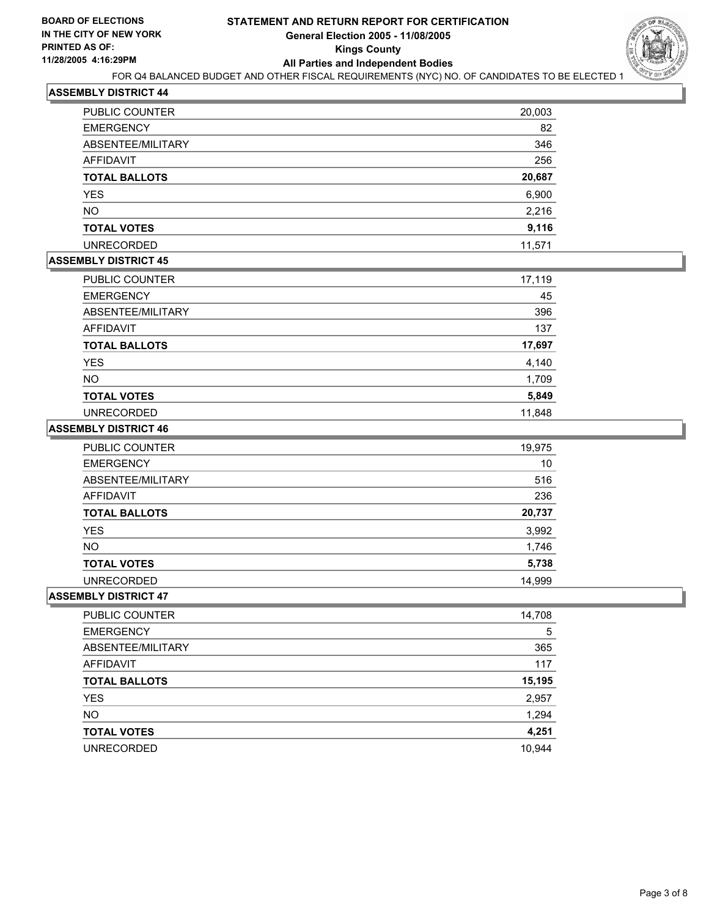**BOARD OF ELECTIONS IN THE CITY OF NEW YORK**
**PRINTED AS OF: 11/28/2005 4:16:29PM**

# STATEMENT AND RETURN REPORT FOR CERTIFICATION
## General Election 2005 - 11/08/2005
## Kings County
## All Parties and Independent Bodies

FOR Q4 BALANCED BUDGET AND OTHER FISCAL REQUIREMENTS (NYC) NO. OF CANDIDATES TO BE ELECTED 1

### ASSEMBLY DISTRICT 44

| | |
|---|---|
| PUBLIC COUNTER | 20,003 |
| EMERGENCY | 82 |
| ABSENTEE/MILITARY | 346 |
| AFFIDAVIT | 256 |
| **TOTAL BALLOTS** | **20,687** |
| YES | 6,900 |
| NO | 2,216 |
| **TOTAL VOTES** | **9,116** |
| UNRECORDED | 11,571 |

### ASSEMBLY DISTRICT 45

| | |
|---|---|
| PUBLIC COUNTER | 17,119 |
| EMERGENCY | 45 |
| ABSENTEE/MILITARY | 396 |
| AFFIDAVIT | 137 |
| **TOTAL BALLOTS** | **17,697** |
| YES | 4,140 |
| NO | 1,709 |
| **TOTAL VOTES** | **5,849** |
| UNRECORDED | 11,848 |

### ASSEMBLY DISTRICT 46

| | |
|---|---|
| PUBLIC COUNTER | 19,975 |
| EMERGENCY | 10 |
| ABSENTEE/MILITARY | 516 |
| AFFIDAVIT | 236 |
| **TOTAL BALLOTS** | **20,737** |
| YES | 3,992 |
| NO | 1,746 |
| **TOTAL VOTES** | **5,738** |
| UNRECORDED | 14,999 |

### ASSEMBLY DISTRICT 47

| | |
|---|---|
| PUBLIC COUNTER | 14,708 |
| EMERGENCY | 5 |
| ABSENTEE/MILITARY | 365 |
| AFFIDAVIT | 117 |
| **TOTAL BALLOTS** | **15,195** |
| YES | 2,957 |
| NO | 1,294 |
| **TOTAL VOTES** | **4,251** |
| UNRECORDED | 10,944 |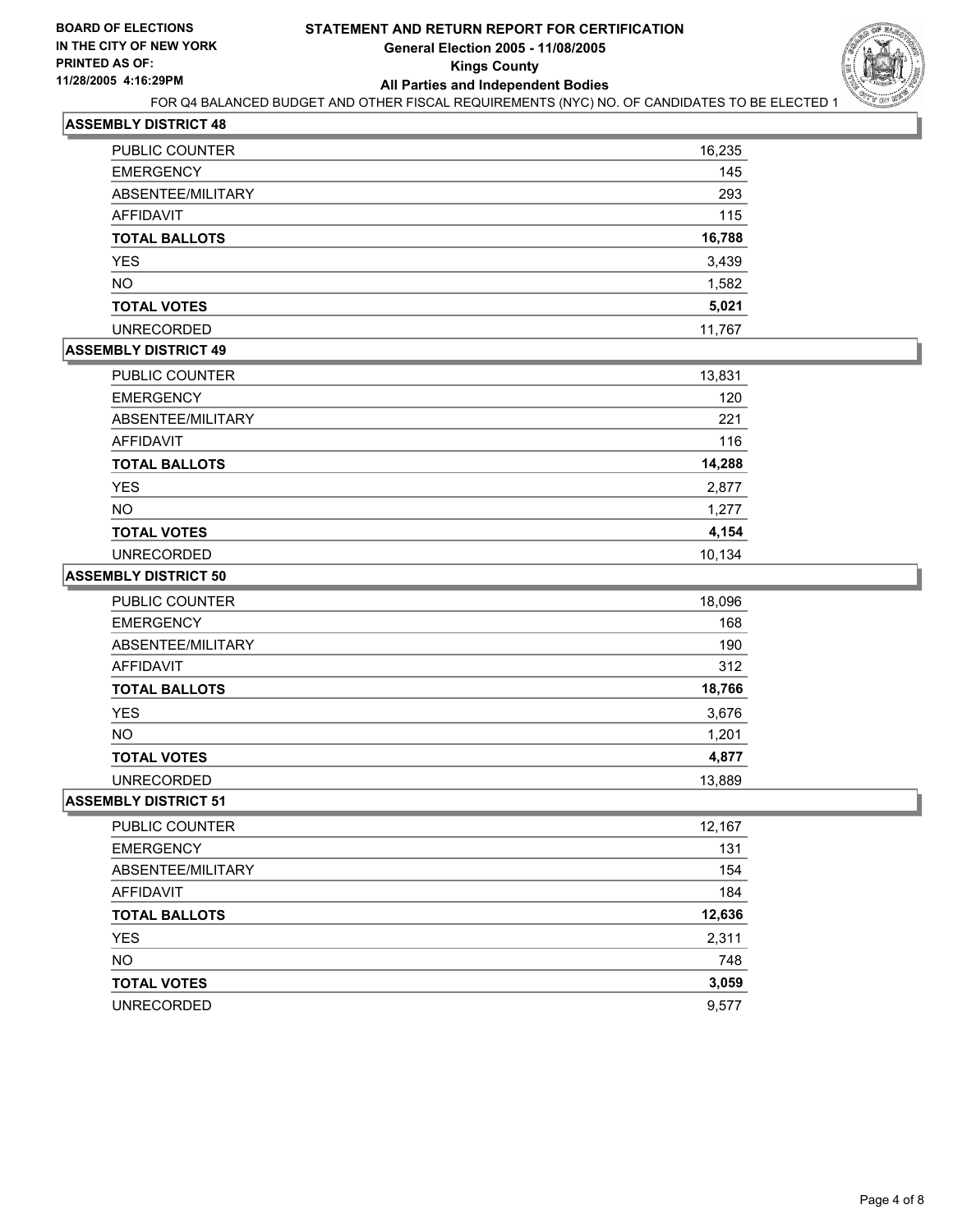**BOARD OF ELECTIONS IN THE CITY OF NEW YORK PRINTED AS OF: 11/28/2005 4:16:29PM**

# STATEMENT AND RETURN REPORT FOR CERTIFICATION
## General Election 2005 - 11/08/2005
## Kings County
## All Parties and Independent Bodies

FOR Q4 BALANCED BUDGET AND OTHER FISCAL REQUIREMENTS (NYC) NO. OF CANDIDATES TO BE ELECTED 1

### ASSEMBLY DISTRICT 48

| | |
|---|---|
| PUBLIC COUNTER | 16,235 |
| EMERGENCY | 145 |
| ABSENTEE/MILITARY | 293 |
| AFFIDAVIT | 115 |
| **TOTAL BALLOTS** | **16,788** |
| YES | 3,439 |
| NO | 1,582 |
| **TOTAL VOTES** | **5,021** |
| UNRECORDED | 11,767 |

### ASSEMBLY DISTRICT 49

| | |
|---|---|
| PUBLIC COUNTER | 13,831 |
| EMERGENCY | 120 |
| ABSENTEE/MILITARY | 221 |
| AFFIDAVIT | 116 |
| **TOTAL BALLOTS** | **14,288** |
| YES | 2,877 |
| NO | 1,277 |
| **TOTAL VOTES** | **4,154** |
| UNRECORDED | 10,134 |

### ASSEMBLY DISTRICT 50

| | |
|---|---|
| PUBLIC COUNTER | 18,096 |
| EMERGENCY | 168 |
| ABSENTEE/MILITARY | 190 |
| AFFIDAVIT | 312 |
| **TOTAL BALLOTS** | **18,766** |
| YES | 3,676 |
| NO | 1,201 |
| **TOTAL VOTES** | **4,877** |
| UNRECORDED | 13,889 |

### ASSEMBLY DISTRICT 51

| | |
|---|---|
| PUBLIC COUNTER | 12,167 |
| EMERGENCY | 131 |
| ABSENTEE/MILITARY | 154 |
| AFFIDAVIT | 184 |
| **TOTAL BALLOTS** | **12,636** |
| YES | 2,311 |
| NO | 748 |
| **TOTAL VOTES** | **3,059** |
| UNRECORDED | 9,577 |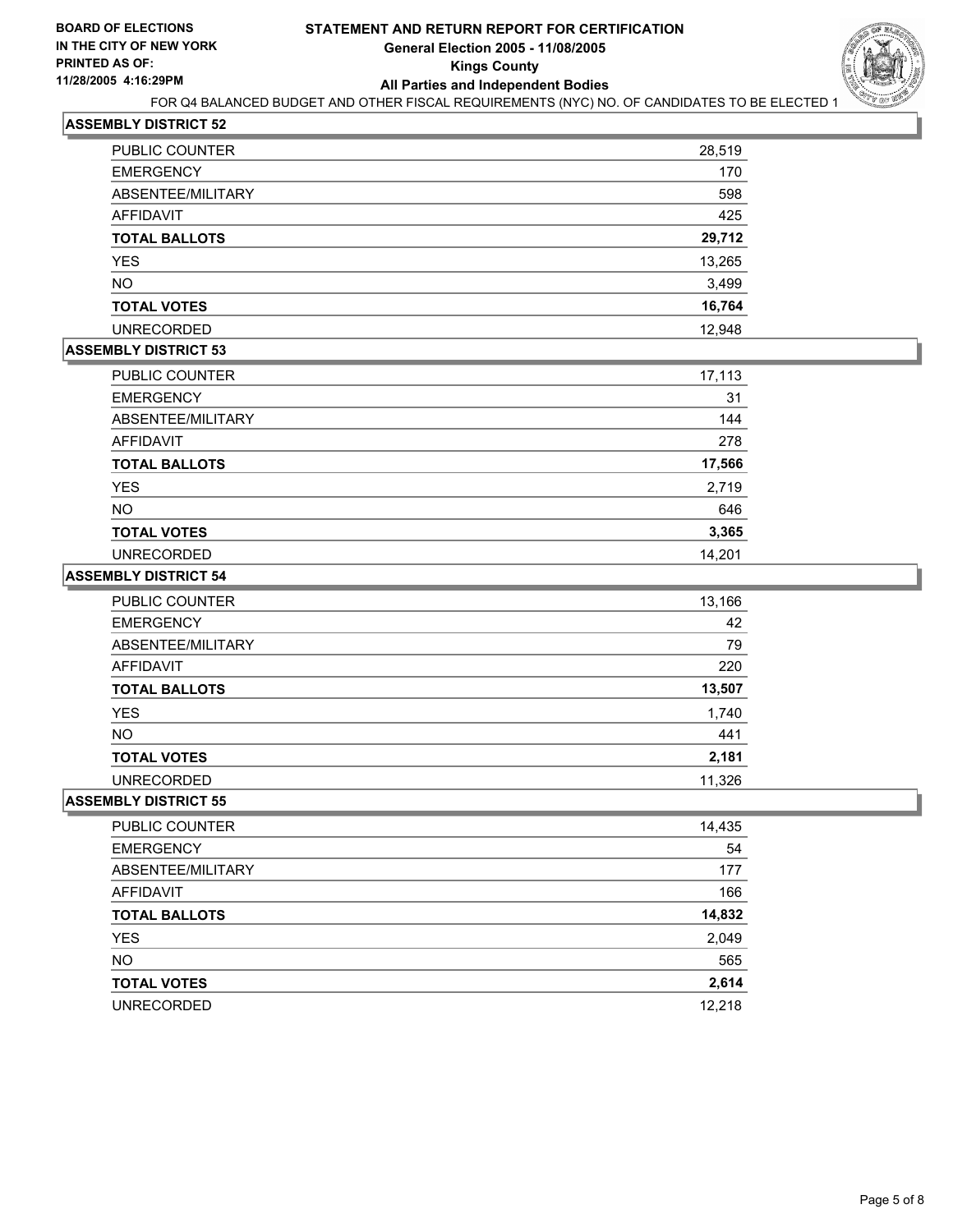**BOARD OF ELECTIONS IN THE CITY OF NEW YORK PRINTED AS OF: 11/28/2005 4:16:29PM**

# STATEMENT AND RETURN REPORT FOR CERTIFICATION
## General Election 2005 - 11/08/2005
## Kings County
## All Parties and Independent Bodies

FOR Q4 BALANCED BUDGET AND OTHER FISCAL REQUIREMENTS (NYC) NO. OF CANDIDATES TO BE ELECTED 1

### ASSEMBLY DISTRICT 52

| | |
|---|---|
| PUBLIC COUNTER | 28,519 |
| EMERGENCY | 170 |
| ABSENTEE/MILITARY | 598 |
| AFFIDAVIT | 425 |
| **TOTAL BALLOTS** | **29,712** |
| YES | 13,265 |
| NO | 3,499 |
| **TOTAL VOTES** | **16,764** |
| UNRECORDED | 12,948 |

### ASSEMBLY DISTRICT 53

| | |
|---|---|
| PUBLIC COUNTER | 17,113 |
| EMERGENCY | 31 |
| ABSENTEE/MILITARY | 144 |
| AFFIDAVIT | 278 |
| **TOTAL BALLOTS** | **17,566** |
| YES | 2,719 |
| NO | 646 |
| **TOTAL VOTES** | **3,365** |
| UNRECORDED | 14,201 |

### ASSEMBLY DISTRICT 54

| | |
|---|---|
| PUBLIC COUNTER | 13,166 |
| EMERGENCY | 42 |
| ABSENTEE/MILITARY | 79 |
| AFFIDAVIT | 220 |
| **TOTAL BALLOTS** | **13,507** |
| YES | 1,740 |
| NO | 441 |
| **TOTAL VOTES** | **2,181** |
| UNRECORDED | 11,326 |

### ASSEMBLY DISTRICT 55

| | |
|---|---|
| PUBLIC COUNTER | 14,435 |
| EMERGENCY | 54 |
| ABSENTEE/MILITARY | 177 |
| AFFIDAVIT | 166 |
| **TOTAL BALLOTS** | **14,832** |
| YES | 2,049 |
| NO | 565 |
| **TOTAL VOTES** | **2,614** |
| UNRECORDED | 12,218 |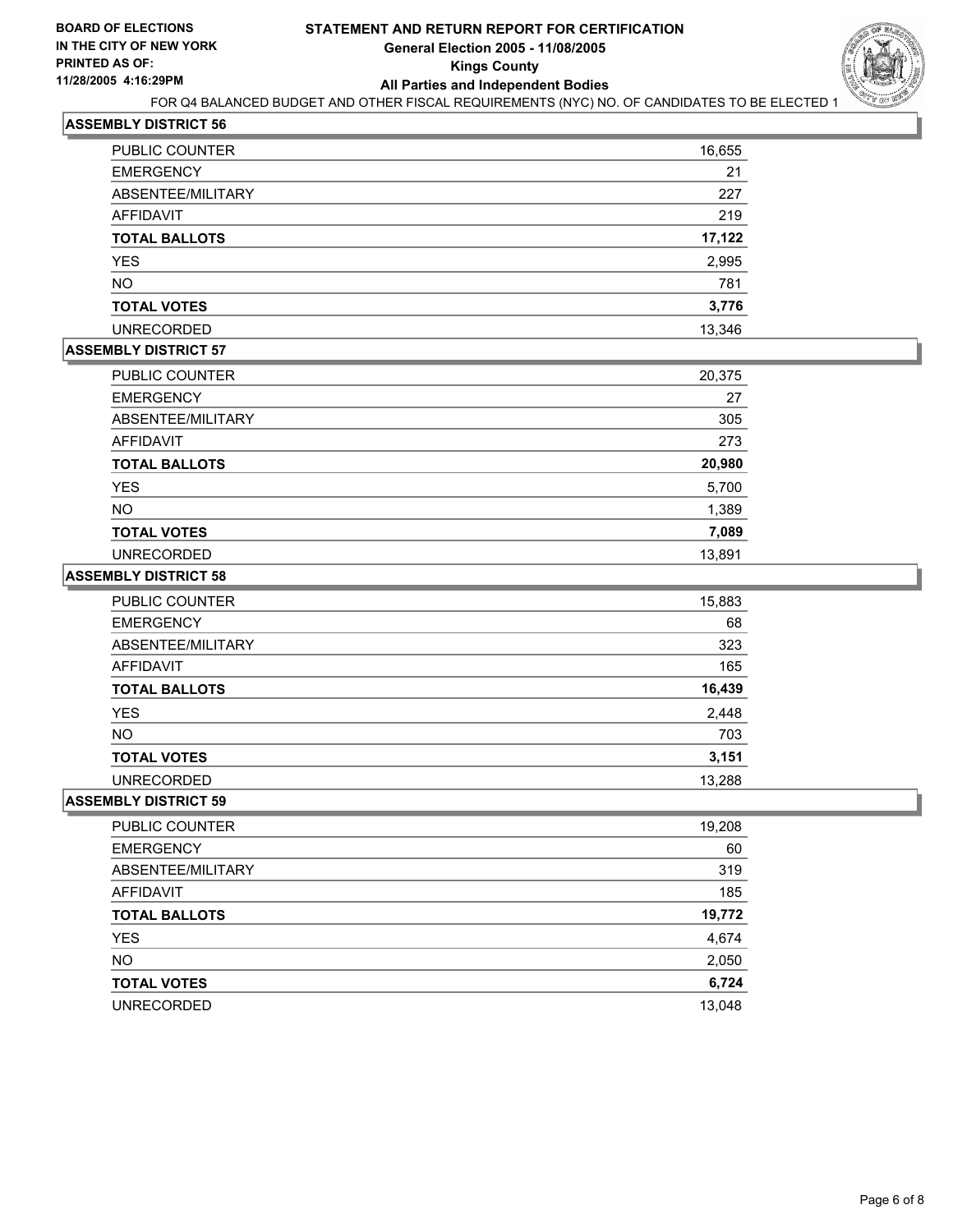**BOARD OF ELECTIONS IN THE CITY OF NEW YORK**
**PRINTED AS OF: 11/28/2005 4:16:29PM**

# STATEMENT AND RETURN REPORT FOR CERTIFICATION
## General Election 2005 - 11/08/2005
## Kings County
## All Parties and Independent Bodies

FOR Q4 BALANCED BUDGET AND OTHER FISCAL REQUIREMENTS (NYC) NO. OF CANDIDATES TO BE ELECTED 1

### ASSEMBLY DISTRICT 56

| | |
|---|---|
| PUBLIC COUNTER | 16,655 |
| EMERGENCY | 21 |
| ABSENTEE/MILITARY | 227 |
| AFFIDAVIT | 219 |
| **TOTAL BALLOTS** | **17,122** |
| YES | 2,995 |
| NO | 781 |
| **TOTAL VOTES** | **3,776** |
| UNRECORDED | 13,346 |

### ASSEMBLY DISTRICT 57

| | |
|---|---|
| PUBLIC COUNTER | 20,375 |
| EMERGENCY | 27 |
| ABSENTEE/MILITARY | 305 |
| AFFIDAVIT | 273 |
| **TOTAL BALLOTS** | **20,980** |
| YES | 5,700 |
| NO | 1,389 |
| **TOTAL VOTES** | **7,089** |
| UNRECORDED | 13,891 |

### ASSEMBLY DISTRICT 58

| | |
|---|---|
| PUBLIC COUNTER | 15,883 |
| EMERGENCY | 68 |
| ABSENTEE/MILITARY | 323 |
| AFFIDAVIT | 165 |
| **TOTAL BALLOTS** | **16,439** |
| YES | 2,448 |
| NO | 703 |
| **TOTAL VOTES** | **3,151** |
| UNRECORDED | 13,288 |

### ASSEMBLY DISTRICT 59

| | |
|---|---|
| PUBLIC COUNTER | 19,208 |
| EMERGENCY | 60 |
| ABSENTEE/MILITARY | 319 |
| AFFIDAVIT | 185 |
| **TOTAL BALLOTS** | **19,772** |
| YES | 4,674 |
| NO | 2,050 |
| **TOTAL VOTES** | **6,724** |
| UNRECORDED | 13,048 |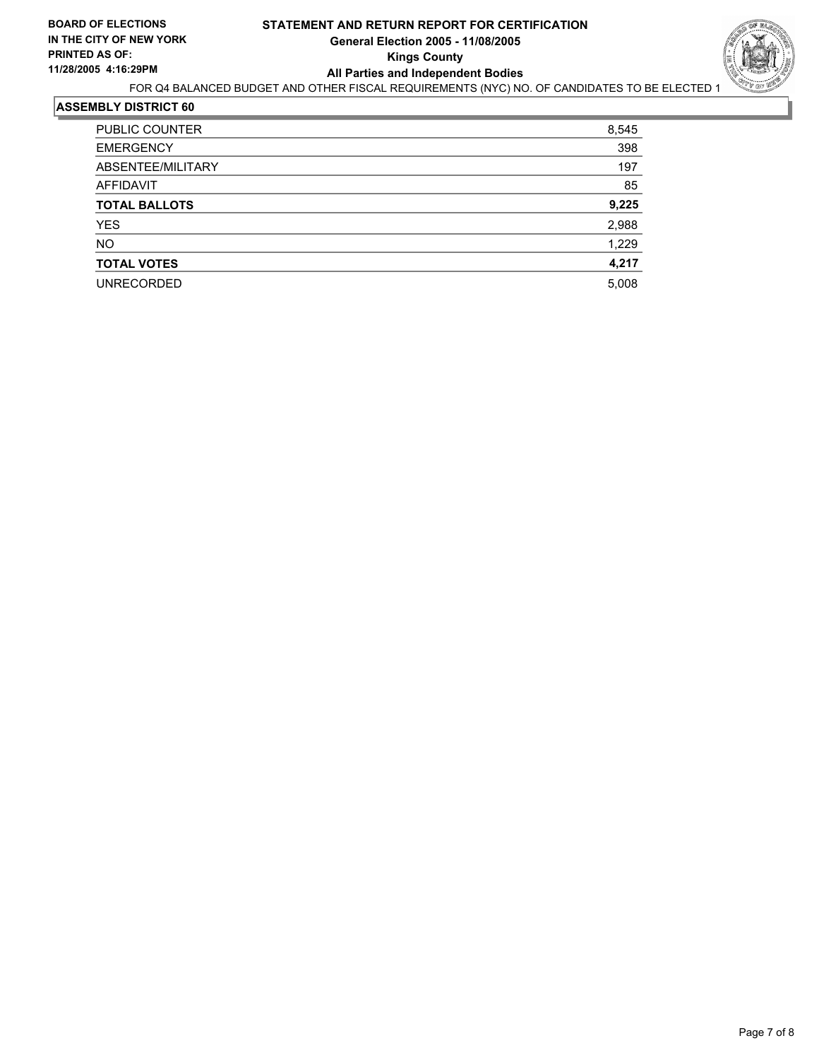**BOARD OF ELECTIONS IN THE CITY OF NEW YORK**
**PRINTED AS OF: 11/28/2005 4:16:29PM**

**STATEMENT AND RETURN REPORT FOR CERTIFICATION**
**General Election 2005 - 11/08/2005**
**Kings County**
**All Parties and Independent Bodies**

FOR Q4 BALANCED BUDGET AND OTHER FISCAL REQUIREMENTS (NYC) NO. OF CANDIDATES TO BE ELECTED 1

## ASSEMBLY DISTRICT 60

| | |
|---|---|
| PUBLIC COUNTER | 8,545 |
| EMERGENCY | 398 |
| ABSENTEE/MILITARY | 197 |
| AFFIDAVIT | 85 |
| **TOTAL BALLOTS** | **9,225** |
| YES | 2,988 |
| NO | 1,229 |
| **TOTAL VOTES** | **4,217** |
| UNRECORDED | 5,008 |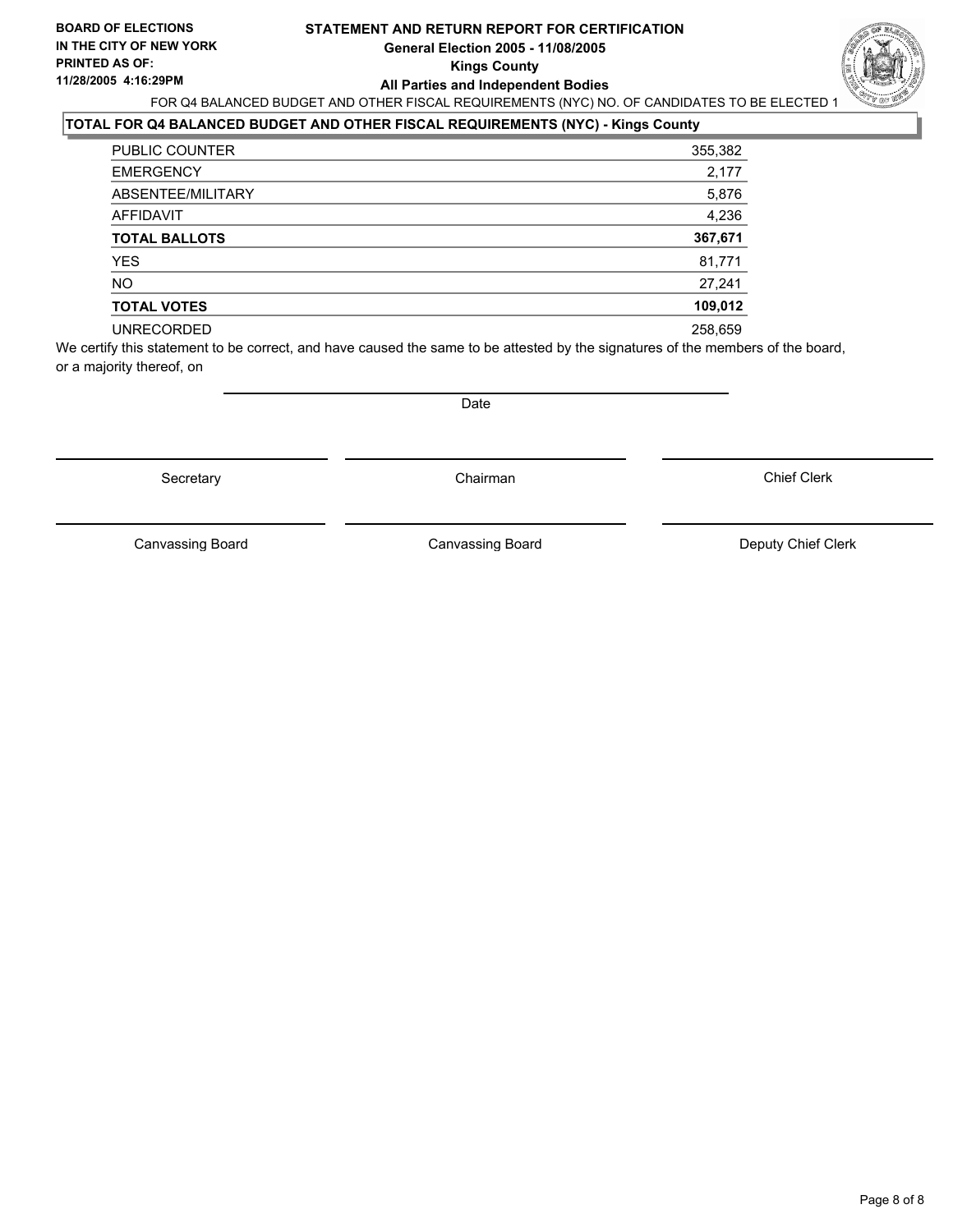**BOARD OF ELECTIONS IN THE CITY OF NEW YORK PRINTED AS OF: 11/28/2005 4:16:29PM**

**STATEMENT AND RETURN REPORT FOR CERTIFICATION**
**General Election 2005 - 11/08/2005**
**Kings County**
**All Parties and Independent Bodies**

FOR Q4 BALANCED BUDGET AND OTHER FISCAL REQUIREMENTS (NYC) NO. OF CANDIDATES TO BE ELECTED 1

**TOTAL FOR Q4 BALANCED BUDGET AND OTHER FISCAL REQUIREMENTS (NYC) - Kings County**

| | |
|---|---|
| PUBLIC COUNTER | 355,382 |
| EMERGENCY | 2,177 |
| ABSENTEE/MILITARY | 5,876 |
| AFFIDAVIT | 4,236 |
| **TOTAL BALLOTS** | **367,671** |
| YES | 81,771 |
| NO | 27,241 |
| **TOTAL VOTES** | **109,012** |
| UNRECORDED | 258,659 |

We certify this statement to be correct, and have caused the same to be attested by the signatures of the members of the board, or a majority thereof, on

Date

Secretary

Chairman

Chief Clerk

Canvassing Board

Canvassing Board

Deputy Chief Clerk